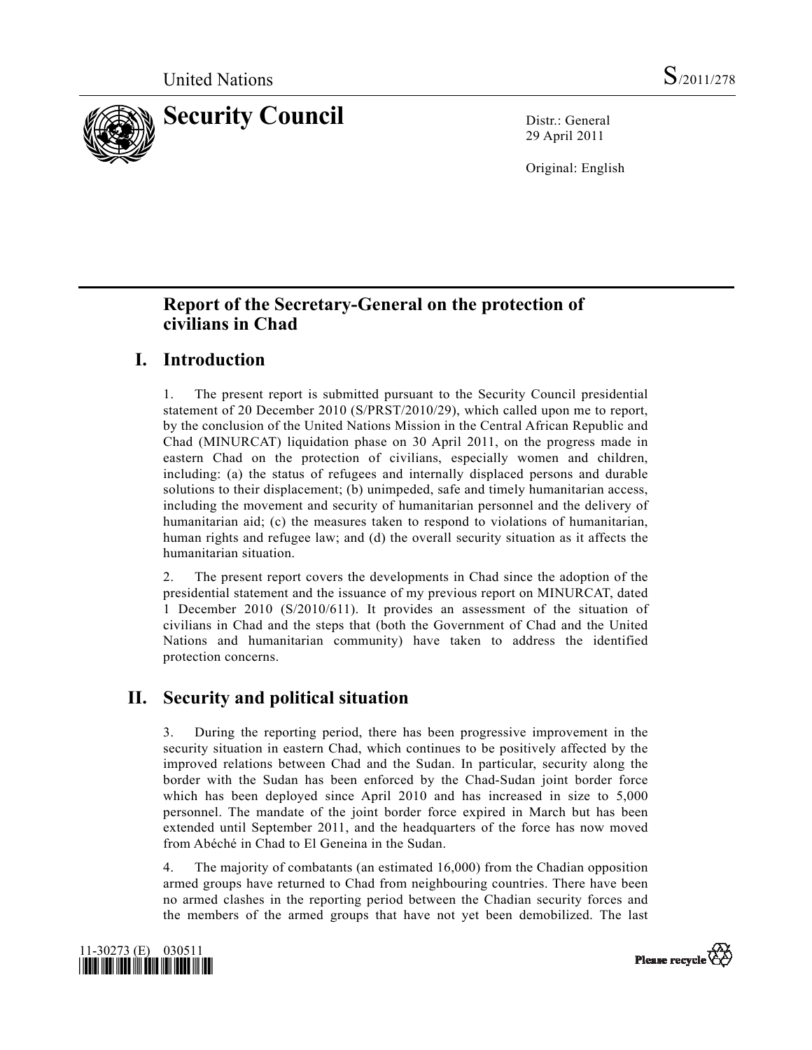United Nations S/2011/278

# Security Council

Distr.: General
29 April 2011

Original: English

## Report of the Secretary-General on the protection of civilians in Chad

## I. Introduction

1. The present report is submitted pursuant to the Security Council presidential statement of 20 December 2010 (S/PRST/2010/29), which called upon me to report, by the conclusion of the United Nations Mission in the Central African Republic and Chad (MINURCAT) liquidation phase on 30 April 2011, on the progress made in eastern Chad on the protection of civilians, especially women and children, including: (a) the status of refugees and internally displaced persons and durable solutions to their displacement; (b) unimpeded, safe and timely humanitarian access, including the movement and security of humanitarian personnel and the delivery of humanitarian aid; (c) the measures taken to respond to violations of humanitarian, human rights and refugee law; and (d) the overall security situation as it affects the humanitarian situation.

2. The present report covers the developments in Chad since the adoption of the presidential statement and the issuance of my previous report on MINURCAT, dated 1 December 2010 (S/2010/611). It provides an assessment of the situation of civilians in Chad and the steps that (both the Government of Chad and the United Nations and humanitarian community) have taken to address the identified protection concerns.

## II. Security and political situation

3. During the reporting period, there has been progressive improvement in the security situation in eastern Chad, which continues to be positively affected by the improved relations between Chad and the Sudan. In particular, security along the border with the Sudan has been enforced by the Chad-Sudan joint border force which has been deployed since April 2010 and has increased in size to 5,000 personnel. The mandate of the joint border force expired in March but has been extended until September 2011, and the headquarters of the force has now moved from Abéché in Chad to El Geneina in the Sudan.

4. The majority of combatants (an estimated 16,000) from the Chadian opposition armed groups have returned to Chad from neighbouring countries. There have been no armed clashes in the reporting period between the Chadian security forces and the members of the armed groups that have not yet been demobilized. The last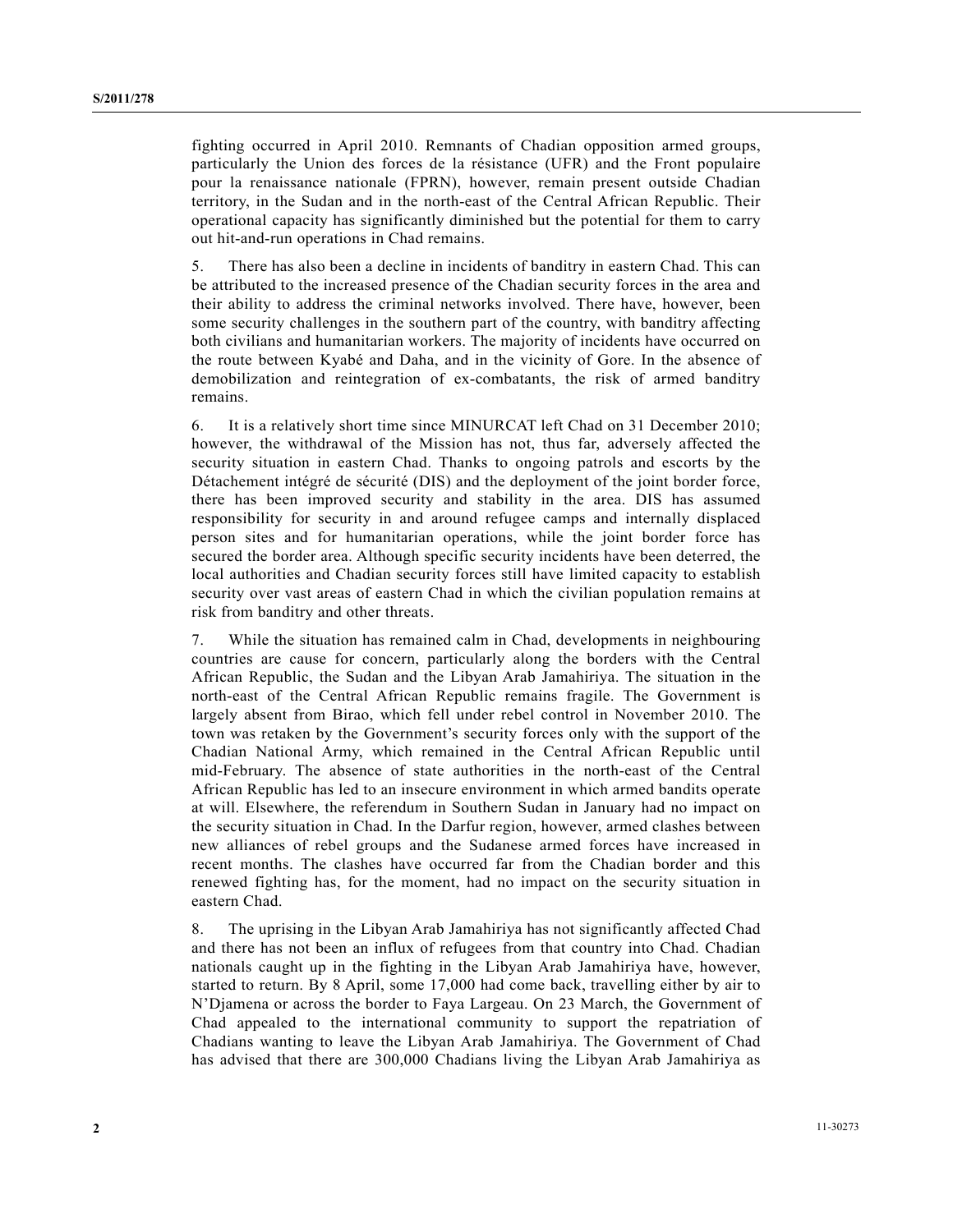fighting occurred in April 2010. Remnants of Chadian opposition armed groups, particularly the Union des forces de la résistance (UFR) and the Front populaire pour la renaissance nationale (FPRN), however, remain present outside Chadian territory, in the Sudan and in the north-east of the Central African Republic. Their operational capacity has significantly diminished but the potential for them to carry out hit-and-run operations in Chad remains.

5. There has also been a decline in incidents of banditry in eastern Chad. This can be attributed to the increased presence of the Chadian security forces in the area and their ability to address the criminal networks involved. There have, however, been some security challenges in the southern part of the country, with banditry affecting both civilians and humanitarian workers. The majority of incidents have occurred on the route between Kyabé and Daha, and in the vicinity of Gore. In the absence of demobilization and reintegration of ex-combatants, the risk of armed banditry remains.

6. It is a relatively short time since MINURCAT left Chad on 31 December 2010; however, the withdrawal of the Mission has not, thus far, adversely affected the security situation in eastern Chad. Thanks to ongoing patrols and escorts by the Détachement intégré de sécurité (DIS) and the deployment of the joint border force, there has been improved security and stability in the area. DIS has assumed responsibility for security in and around refugee camps and internally displaced person sites and for humanitarian operations, while the joint border force has secured the border area. Although specific security incidents have been deterred, the local authorities and Chadian security forces still have limited capacity to establish security over vast areas of eastern Chad in which the civilian population remains at risk from banditry and other threats.

7. While the situation has remained calm in Chad, developments in neighbouring countries are cause for concern, particularly along the borders with the Central African Republic, the Sudan and the Libyan Arab Jamahiriya. The situation in the north-east of the Central African Republic remains fragile. The Government is largely absent from Birao, which fell under rebel control in November 2010. The town was retaken by the Government's security forces only with the support of the Chadian National Army, which remained in the Central African Republic until mid-February. The absence of state authorities in the north-east of the Central African Republic has led to an insecure environment in which armed bandits operate at will. Elsewhere, the referendum in Southern Sudan in January had no impact on the security situation in Chad. In the Darfur region, however, armed clashes between new alliances of rebel groups and the Sudanese armed forces have increased in recent months. The clashes have occurred far from the Chadian border and this renewed fighting has, for the moment, had no impact on the security situation in eastern Chad.

8. The uprising in the Libyan Arab Jamahiriya has not significantly affected Chad and there has not been an influx of refugees from that country into Chad. Chadian nationals caught up in the fighting in the Libyan Arab Jamahiriya have, however, started to return. By 8 April, some 17,000 had come back, travelling either by air to N'Djamena or across the border to Faya Largeau. On 23 March, the Government of Chad appealed to the international community to support the repatriation of Chadians wanting to leave the Libyan Arab Jamahiriya. The Government of Chad has advised that there are 300,000 Chadians living the Libyan Arab Jamahiriya as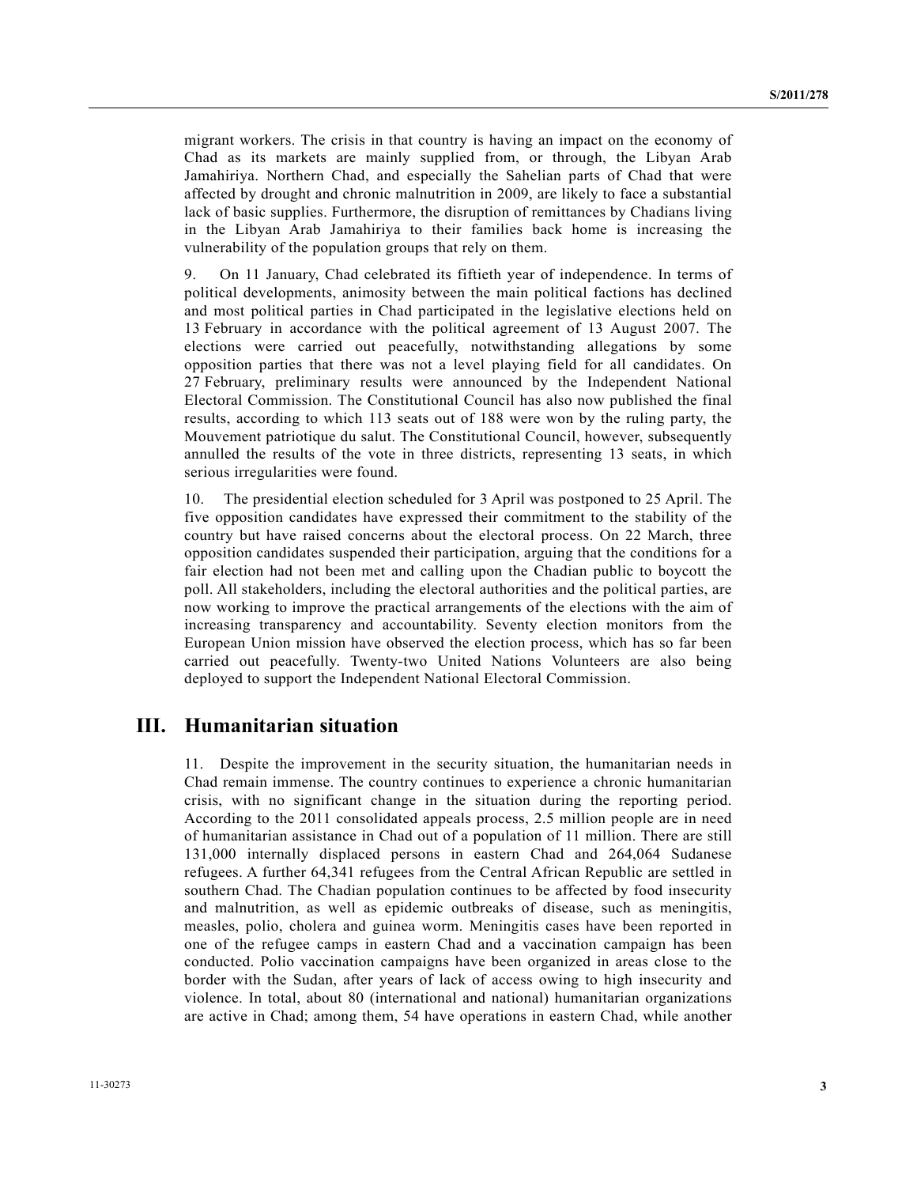migrant workers. The crisis in that country is having an impact on the economy of Chad as its markets are mainly supplied from, or through, the Libyan Arab Jamahiriya. Northern Chad, and especially the Sahelian parts of Chad that were affected by drought and chronic malnutrition in 2009, are likely to face a substantial lack of basic supplies. Furthermore, the disruption of remittances by Chadians living in the Libyan Arab Jamahiriya to their families back home is increasing the vulnerability of the population groups that rely on them.

9. On 11 January, Chad celebrated its fiftieth year of independence. In terms of political developments, animosity between the main political factions has declined and most political parties in Chad participated in the legislative elections held on 13 February in accordance with the political agreement of 13 August 2007. The elections were carried out peacefully, notwithstanding allegations by some opposition parties that there was not a level playing field for all candidates. On 27 February, preliminary results were announced by the Independent National Electoral Commission. The Constitutional Council has also now published the final results, according to which 113 seats out of 188 were won by the ruling party, the Mouvement patriotique du salut. The Constitutional Council, however, subsequently annulled the results of the vote in three districts, representing 13 seats, in which serious irregularities were found.

10. The presidential election scheduled for 3 April was postponed to 25 April. The five opposition candidates have expressed their commitment to the stability of the country but have raised concerns about the electoral process. On 22 March, three opposition candidates suspended their participation, arguing that the conditions for a fair election had not been met and calling upon the Chadian public to boycott the poll. All stakeholders, including the electoral authorities and the political parties, are now working to improve the practical arrangements of the elections with the aim of increasing transparency and accountability. Seventy election monitors from the European Union mission have observed the election process, which has so far been carried out peacefully. Twenty-two United Nations Volunteers are also being deployed to support the Independent National Electoral Commission.

## III. Humanitarian situation

11. Despite the improvement in the security situation, the humanitarian needs in Chad remain immense. The country continues to experience a chronic humanitarian crisis, with no significant change in the situation during the reporting period. According to the 2011 consolidated appeals process, 2.5 million people are in need of humanitarian assistance in Chad out of a population of 11 million. There are still 131,000 internally displaced persons in eastern Chad and 264,064 Sudanese refugees. A further 64,341 refugees from the Central African Republic are settled in southern Chad. The Chadian population continues to be affected by food insecurity and malnutrition, as well as epidemic outbreaks of disease, such as meningitis, measles, polio, cholera and guinea worm. Meningitis cases have been reported in one of the refugee camps in eastern Chad and a vaccination campaign has been conducted. Polio vaccination campaigns have been organized in areas close to the border with the Sudan, after years of lack of access owing to high insecurity and violence. In total, about 80 (international and national) humanitarian organizations are active in Chad; among them, 54 have operations in eastern Chad, while another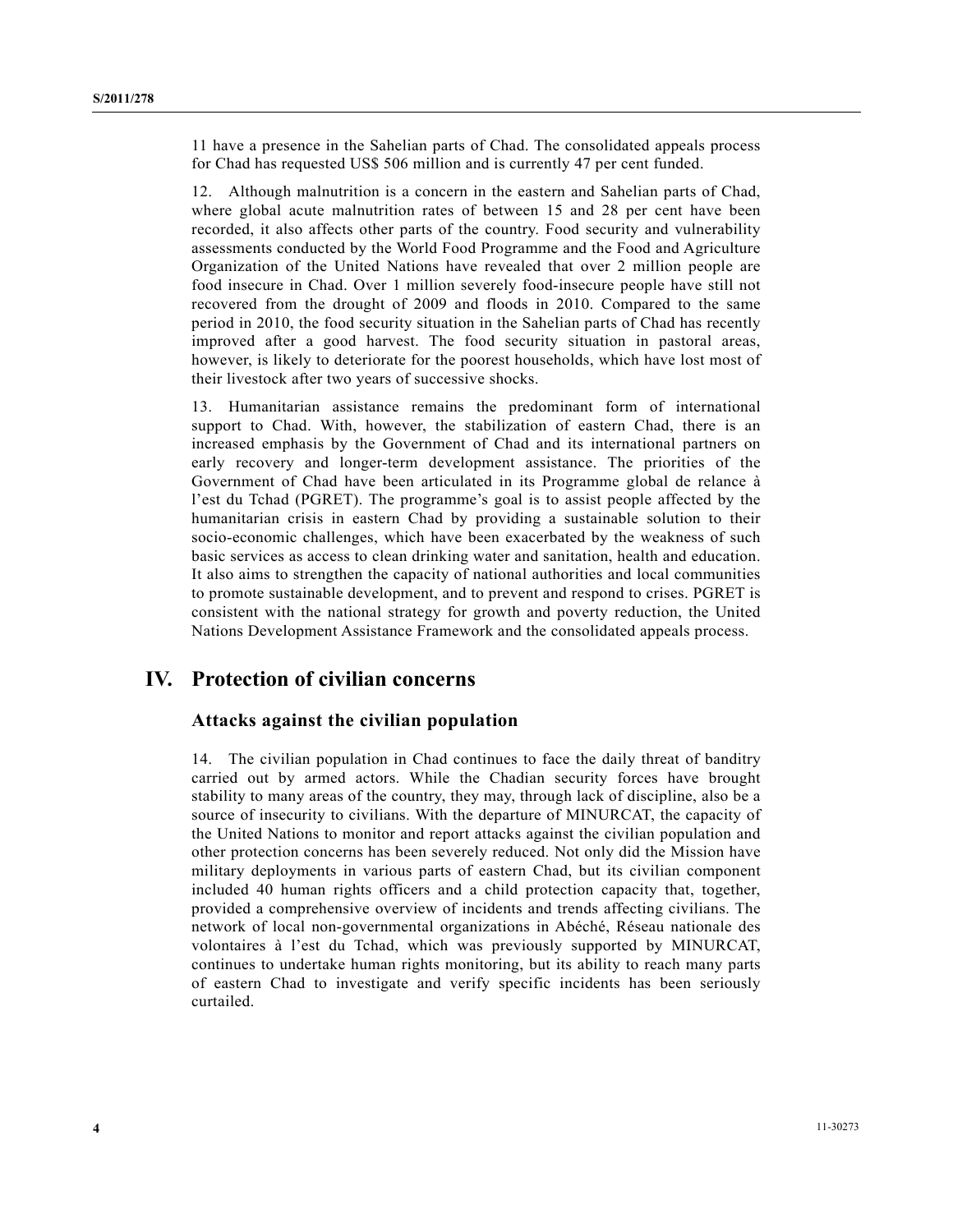11 have a presence in the Sahelian parts of Chad. The consolidated appeals process for Chad has requested US$ 506 million and is currently 47 per cent funded.

12. Although malnutrition is a concern in the eastern and Sahelian parts of Chad, where global acute malnutrition rates of between 15 and 28 per cent have been recorded, it also affects other parts of the country. Food security and vulnerability assessments conducted by the World Food Programme and the Food and Agriculture Organization of the United Nations have revealed that over 2 million people are food insecure in Chad. Over 1 million severely food-insecure people have still not recovered from the drought of 2009 and floods in 2010. Compared to the same period in 2010, the food security situation in the Sahelian parts of Chad has recently improved after a good harvest. The food security situation in pastoral areas, however, is likely to deteriorate for the poorest households, which have lost most of their livestock after two years of successive shocks.

13. Humanitarian assistance remains the predominant form of international support to Chad. With, however, the stabilization of eastern Chad, there is an increased emphasis by the Government of Chad and its international partners on early recovery and longer-term development assistance. The priorities of the Government of Chad have been articulated in its Programme global de relance à l'est du Tchad (PGRET). The programme's goal is to assist people affected by the humanitarian crisis in eastern Chad by providing a sustainable solution to their socio-economic challenges, which have been exacerbated by the weakness of such basic services as access to clean drinking water and sanitation, health and education. It also aims to strengthen the capacity of national authorities and local communities to promote sustainable development, and to prevent and respond to crises. PGRET is consistent with the national strategy for growth and poverty reduction, the United Nations Development Assistance Framework and the consolidated appeals process.

## IV. Protection of civilian concerns

### Attacks against the civilian population

14. The civilian population in Chad continues to face the daily threat of banditry carried out by armed actors. While the Chadian security forces have brought stability to many areas of the country, they may, through lack of discipline, also be a source of insecurity to civilians. With the departure of MINURCAT, the capacity of the United Nations to monitor and report attacks against the civilian population and other protection concerns has been severely reduced. Not only did the Mission have military deployments in various parts of eastern Chad, but its civilian component included 40 human rights officers and a child protection capacity that, together, provided a comprehensive overview of incidents and trends affecting civilians. The network of local non-governmental organizations in Abéché, Réseau nationale des volontaires à l'est du Tchad, which was previously supported by MINURCAT, continues to undertake human rights monitoring, but its ability to reach many parts of eastern Chad to investigate and verify specific incidents has been seriously curtailed.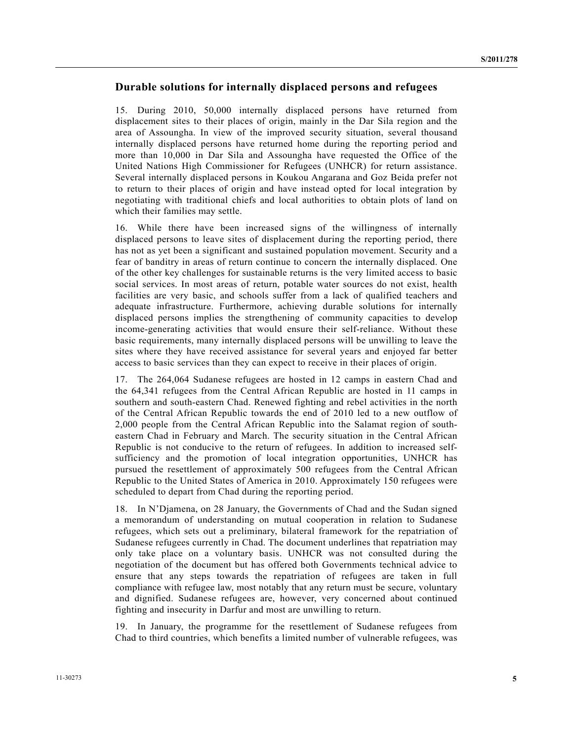## Durable solutions for internally displaced persons and refugees

15. During 2010, 50,000 internally displaced persons have returned from displacement sites to their places of origin, mainly in the Dar Sila region and the area of Assoungha. In view of the improved security situation, several thousand internally displaced persons have returned home during the reporting period and more than 10,000 in Dar Sila and Assoungha have requested the Office of the United Nations High Commissioner for Refugees (UNHCR) for return assistance. Several internally displaced persons in Koukou Angarana and Goz Beida prefer not to return to their places of origin and have instead opted for local integration by negotiating with traditional chiefs and local authorities to obtain plots of land on which their families may settle.

16. While there have been increased signs of the willingness of internally displaced persons to leave sites of displacement during the reporting period, there has not as yet been a significant and sustained population movement. Security and a fear of banditry in areas of return continue to concern the internally displaced. One of the other key challenges for sustainable returns is the very limited access to basic social services. In most areas of return, potable water sources do not exist, health facilities are very basic, and schools suffer from a lack of qualified teachers and adequate infrastructure. Furthermore, achieving durable solutions for internally displaced persons implies the strengthening of community capacities to develop income-generating activities that would ensure their self-reliance. Without these basic requirements, many internally displaced persons will be unwilling to leave the sites where they have received assistance for several years and enjoyed far better access to basic services than they can expect to receive in their places of origin.

17. The 264,064 Sudanese refugees are hosted in 12 camps in eastern Chad and the 64,341 refugees from the Central African Republic are hosted in 11 camps in southern and south-eastern Chad. Renewed fighting and rebel activities in the north of the Central African Republic towards the end of 2010 led to a new outflow of 2,000 people from the Central African Republic into the Salamat region of south-eastern Chad in February and March. The security situation in the Central African Republic is not conducive to the return of refugees. In addition to increased self-sufficiency and the promotion of local integration opportunities, UNHCR has pursued the resettlement of approximately 500 refugees from the Central African Republic to the United States of America in 2010. Approximately 150 refugees were scheduled to depart from Chad during the reporting period.

18. In N'Djamena, on 28 January, the Governments of Chad and the Sudan signed a memorandum of understanding on mutual cooperation in relation to Sudanese refugees, which sets out a preliminary, bilateral framework for the repatriation of Sudanese refugees currently in Chad. The document underlines that repatriation may only take place on a voluntary basis. UNHCR was not consulted during the negotiation of the document but has offered both Governments technical advice to ensure that any steps towards the repatriation of refugees are taken in full compliance with refugee law, most notably that any return must be secure, voluntary and dignified. Sudanese refugees are, however, very concerned about continued fighting and insecurity in Darfur and most are unwilling to return.

19. In January, the programme for the resettlement of Sudanese refugees from Chad to third countries, which benefits a limited number of vulnerable refugees, was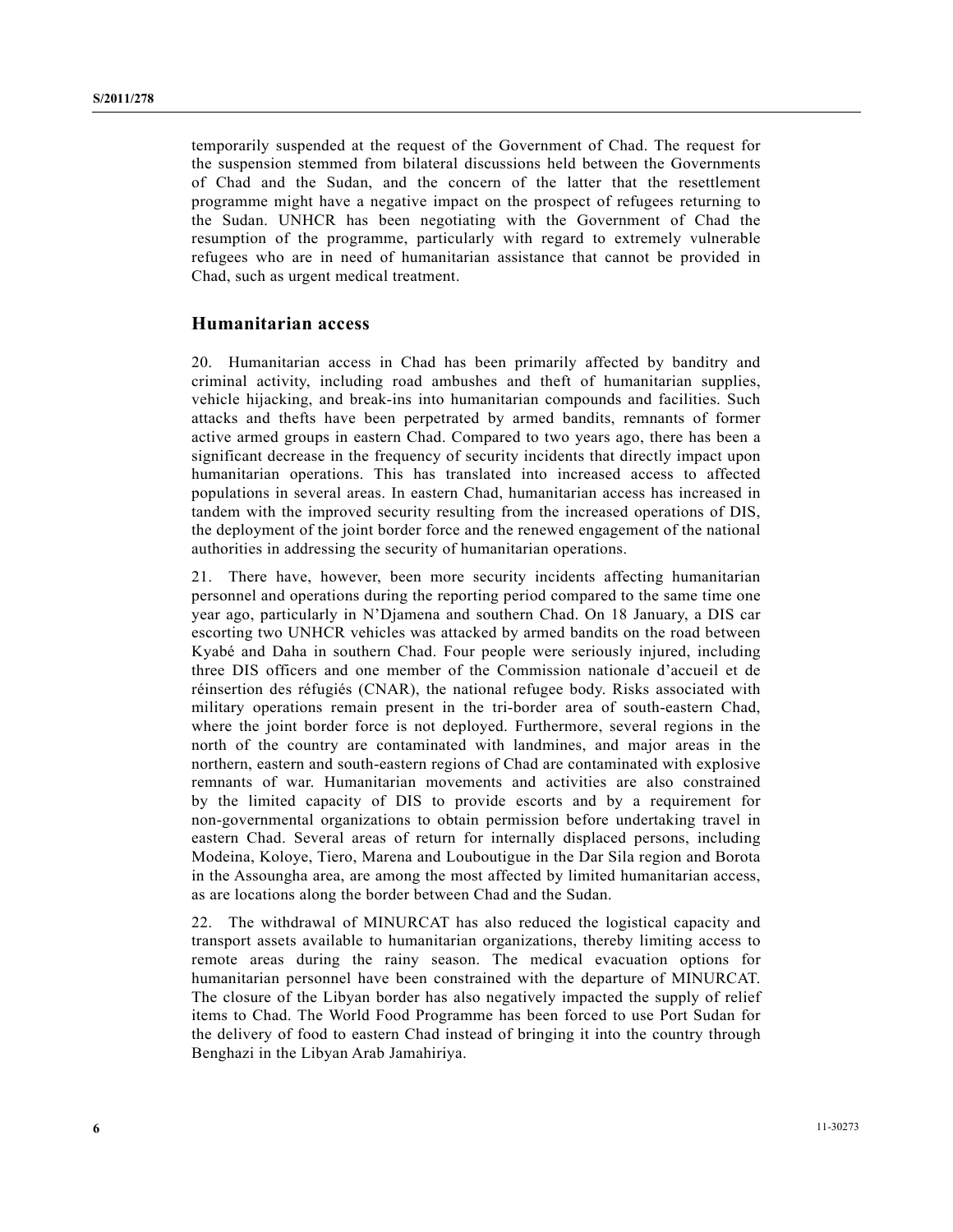temporarily suspended at the request of the Government of Chad. The request for the suspension stemmed from bilateral discussions held between the Governments of Chad and the Sudan, and the concern of the latter that the resettlement programme might have a negative impact on the prospect of refugees returning to the Sudan. UNHCR has been negotiating with the Government of Chad the resumption of the programme, particularly with regard to extremely vulnerable refugees who are in need of humanitarian assistance that cannot be provided in Chad, such as urgent medical treatment.

## Humanitarian access

20. Humanitarian access in Chad has been primarily affected by banditry and criminal activity, including road ambushes and theft of humanitarian supplies, vehicle hijacking, and break-ins into humanitarian compounds and facilities. Such attacks and thefts have been perpetrated by armed bandits, remnants of former active armed groups in eastern Chad. Compared to two years ago, there has been a significant decrease in the frequency of security incidents that directly impact upon humanitarian operations. This has translated into increased access to affected populations in several areas. In eastern Chad, humanitarian access has increased in tandem with the improved security resulting from the increased operations of DIS, the deployment of the joint border force and the renewed engagement of the national authorities in addressing the security of humanitarian operations.

21. There have, however, been more security incidents affecting humanitarian personnel and operations during the reporting period compared to the same time one year ago, particularly in N'Djamena and southern Chad. On 18 January, a DIS car escorting two UNHCR vehicles was attacked by armed bandits on the road between Kyabé and Daha in southern Chad. Four people were seriously injured, including three DIS officers and one member of the Commission nationale d'accueil et de réinsertion des réfugiés (CNAR), the national refugee body. Risks associated with military operations remain present in the tri-border area of south-eastern Chad, where the joint border force is not deployed. Furthermore, several regions in the north of the country are contaminated with landmines, and major areas in the northern, eastern and south-eastern regions of Chad are contaminated with explosive remnants of war. Humanitarian movements and activities are also constrained by the limited capacity of DIS to provide escorts and by a requirement for non-governmental organizations to obtain permission before undertaking travel in eastern Chad. Several areas of return for internally displaced persons, including Modeina, Koloye, Tiero, Marena and Louboutigue in the Dar Sila region and Borota in the Assoungha area, are among the most affected by limited humanitarian access, as are locations along the border between Chad and the Sudan.

22. The withdrawal of MINURCAT has also reduced the logistical capacity and transport assets available to humanitarian organizations, thereby limiting access to remote areas during the rainy season. The medical evacuation options for humanitarian personnel have been constrained with the departure of MINURCAT. The closure of the Libyan border has also negatively impacted the supply of relief items to Chad. The World Food Programme has been forced to use Port Sudan for the delivery of food to eastern Chad instead of bringing it into the country through Benghazi in the Libyan Arab Jamahiriya.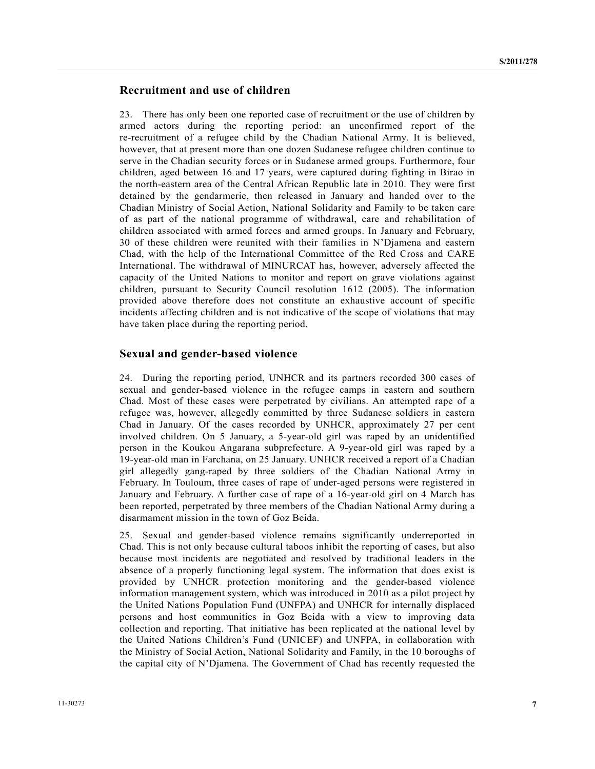## Recruitment and use of children

23. There has only been one reported case of recruitment or the use of children by armed actors during the reporting period: an unconfirmed report of the re-recruitment of a refugee child by the Chadian National Army. It is believed, however, that at present more than one dozen Sudanese refugee children continue to serve in the Chadian security forces or in Sudanese armed groups. Furthermore, four children, aged between 16 and 17 years, were captured during fighting in Birao in the north-eastern area of the Central African Republic late in 2010. They were first detained by the gendarmerie, then released in January and handed over to the Chadian Ministry of Social Action, National Solidarity and Family to be taken care of as part of the national programme of withdrawal, care and rehabilitation of children associated with armed forces and armed groups. In January and February, 30 of these children were reunited with their families in N'Djamena and eastern Chad, with the help of the International Committee of the Red Cross and CARE International. The withdrawal of MINURCAT has, however, adversely affected the capacity of the United Nations to monitor and report on grave violations against children, pursuant to Security Council resolution 1612 (2005). The information provided above therefore does not constitute an exhaustive account of specific incidents affecting children and is not indicative of the scope of violations that may have taken place during the reporting period.

## Sexual and gender-based violence

24. During the reporting period, UNHCR and its partners recorded 300 cases of sexual and gender-based violence in the refugee camps in eastern and southern Chad. Most of these cases were perpetrated by civilians. An attempted rape of a refugee was, however, allegedly committed by three Sudanese soldiers in eastern Chad in January. Of the cases recorded by UNHCR, approximately 27 per cent involved children. On 5 January, a 5-year-old girl was raped by an unidentified person in the Koukou Angarana subprefecture. A 9-year-old girl was raped by a 19-year-old man in Farchana, on 25 January. UNHCR received a report of a Chadian girl allegedly gang-raped by three soldiers of the Chadian National Army in February. In Touloum, three cases of rape of under-aged persons were registered in January and February. A further case of rape of a 16-year-old girl on 4 March has been reported, perpetrated by three members of the Chadian National Army during a disarmament mission in the town of Goz Beida.

25. Sexual and gender-based violence remains significantly underreported in Chad. This is not only because cultural taboos inhibit the reporting of cases, but also because most incidents are negotiated and resolved by traditional leaders in the absence of a properly functioning legal system. The information that does exist is provided by UNHCR protection monitoring and the gender-based violence information management system, which was introduced in 2010 as a pilot project by the United Nations Population Fund (UNFPA) and UNHCR for internally displaced persons and host communities in Goz Beida with a view to improving data collection and reporting. That initiative has been replicated at the national level by the United Nations Children's Fund (UNICEF) and UNFPA, in collaboration with the Ministry of Social Action, National Solidarity and Family, in the 10 boroughs of the capital city of N'Djamena. The Government of Chad has recently requested the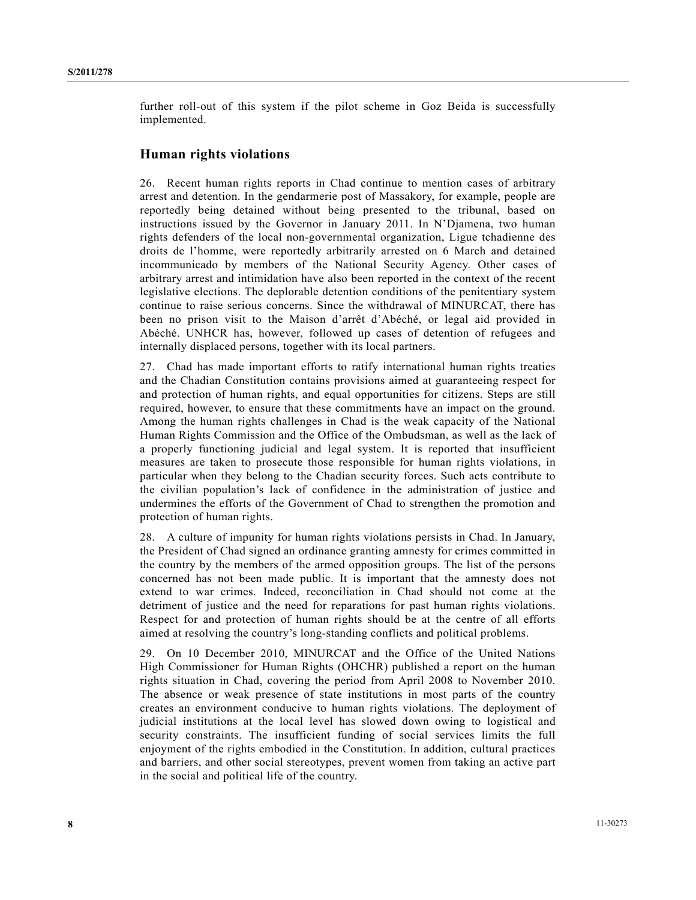further roll-out of this system if the pilot scheme in Goz Beida is successfully implemented.

## Human rights violations

26. Recent human rights reports in Chad continue to mention cases of arbitrary arrest and detention. In the gendarmerie post of Massakory, for example, people are reportedly being detained without being presented to the tribunal, based on instructions issued by the Governor in January 2011. In N'Djamena, two human rights defenders of the local non-governmental organization, Ligue tchadienne des droits de l'homme, were reportedly arbitrarily arrested on 6 March and detained incommunicado by members of the National Security Agency. Other cases of arbitrary arrest and intimidation have also been reported in the context of the recent legislative elections. The deplorable detention conditions of the penitentiary system continue to raise serious concerns. Since the withdrawal of MINURCAT, there has been no prison visit to the Maison d'arrêt d'Abéché, or legal aid provided in Abéché. UNHCR has, however, followed up cases of detention of refugees and internally displaced persons, together with its local partners.

27. Chad has made important efforts to ratify international human rights treaties and the Chadian Constitution contains provisions aimed at guaranteeing respect for and protection of human rights, and equal opportunities for citizens. Steps are still required, however, to ensure that these commitments have an impact on the ground. Among the human rights challenges in Chad is the weak capacity of the National Human Rights Commission and the Office of the Ombudsman, as well as the lack of a properly functioning judicial and legal system. It is reported that insufficient measures are taken to prosecute those responsible for human rights violations, in particular when they belong to the Chadian security forces. Such acts contribute to the civilian population's lack of confidence in the administration of justice and undermines the efforts of the Government of Chad to strengthen the promotion and protection of human rights.

28. A culture of impunity for human rights violations persists in Chad. In January, the President of Chad signed an ordinance granting amnesty for crimes committed in the country by the members of the armed opposition groups. The list of the persons concerned has not been made public. It is important that the amnesty does not extend to war crimes. Indeed, reconciliation in Chad should not come at the detriment of justice and the need for reparations for past human rights violations. Respect for and protection of human rights should be at the centre of all efforts aimed at resolving the country's long-standing conflicts and political problems.

29. On 10 December 2010, MINURCAT and the Office of the United Nations High Commissioner for Human Rights (OHCHR) published a report on the human rights situation in Chad, covering the period from April 2008 to November 2010. The absence or weak presence of state institutions in most parts of the country creates an environment conducive to human rights violations. The deployment of judicial institutions at the local level has slowed down owing to logistical and security constraints. The insufficient funding of social services limits the full enjoyment of the rights embodied in the Constitution. In addition, cultural practices and barriers, and other social stereotypes, prevent women from taking an active part in the social and political life of the country.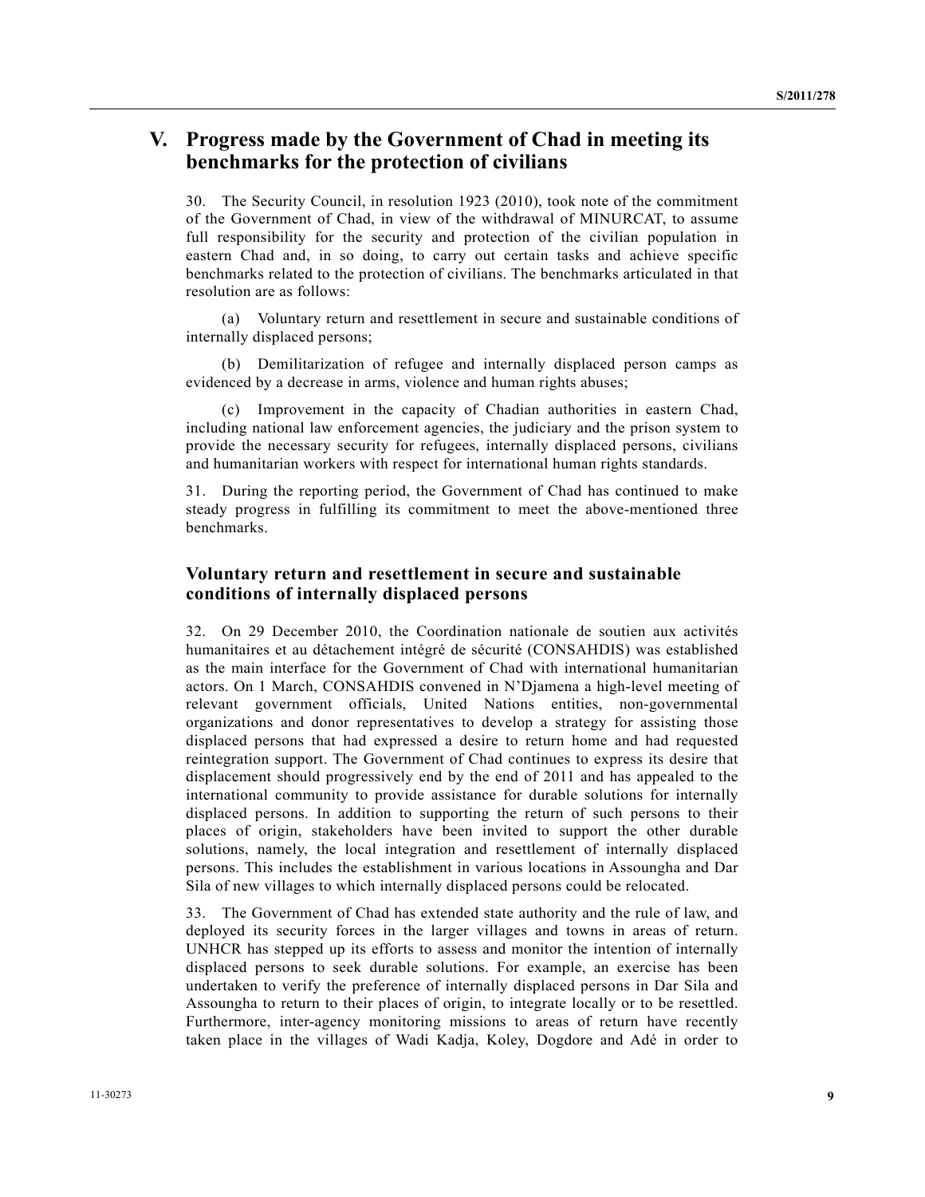## V. Progress made by the Government of Chad in meeting its benchmarks for the protection of civilians

30. The Security Council, in resolution 1923 (2010), took note of the commitment of the Government of Chad, in view of the withdrawal of MINURCAT, to assume full responsibility for the security and protection of the civilian population in eastern Chad and, in so doing, to carry out certain tasks and achieve specific benchmarks related to the protection of civilians. The benchmarks articulated in that resolution are as follows:

(a) Voluntary return and resettlement in secure and sustainable conditions of internally displaced persons;

(b) Demilitarization of refugee and internally displaced person camps as evidenced by a decrease in arms, violence and human rights abuses;

(c) Improvement in the capacity of Chadian authorities in eastern Chad, including national law enforcement agencies, the judiciary and the prison system to provide the necessary security for refugees, internally displaced persons, civilians and humanitarian workers with respect for international human rights standards.

31. During the reporting period, the Government of Chad has continued to make steady progress in fulfilling its commitment to meet the above-mentioned three benchmarks.

### Voluntary return and resettlement in secure and sustainable conditions of internally displaced persons

32. On 29 December 2010, the Coordination nationale de soutien aux activités humanitaires et au détachement intégré de sécurité (CONSAHDIS) was established as the main interface for the Government of Chad with international humanitarian actors. On 1 March, CONSAHDIS convened in N'Djamena a high-level meeting of relevant government officials, United Nations entities, non-governmental organizations and donor representatives to develop a strategy for assisting those displaced persons that had expressed a desire to return home and had requested reintegration support. The Government of Chad continues to express its desire that displacement should progressively end by the end of 2011 and has appealed to the international community to provide assistance for durable solutions for internally displaced persons. In addition to supporting the return of such persons to their places of origin, stakeholders have been invited to support the other durable solutions, namely, the local integration and resettlement of internally displaced persons. This includes the establishment in various locations in Assoungha and Dar Sila of new villages to which internally displaced persons could be relocated.

33. The Government of Chad has extended state authority and the rule of law, and deployed its security forces in the larger villages and towns in areas of return. UNHCR has stepped up its efforts to assess and monitor the intention of internally displaced persons to seek durable solutions. For example, an exercise has been undertaken to verify the preference of internally displaced persons in Dar Sila and Assoungha to return to their places of origin, to integrate locally or to be resettled. Furthermore, inter-agency monitoring missions to areas of return have recently taken place in the villages of Wadi Kadja, Koley, Dogdore and Adé in order to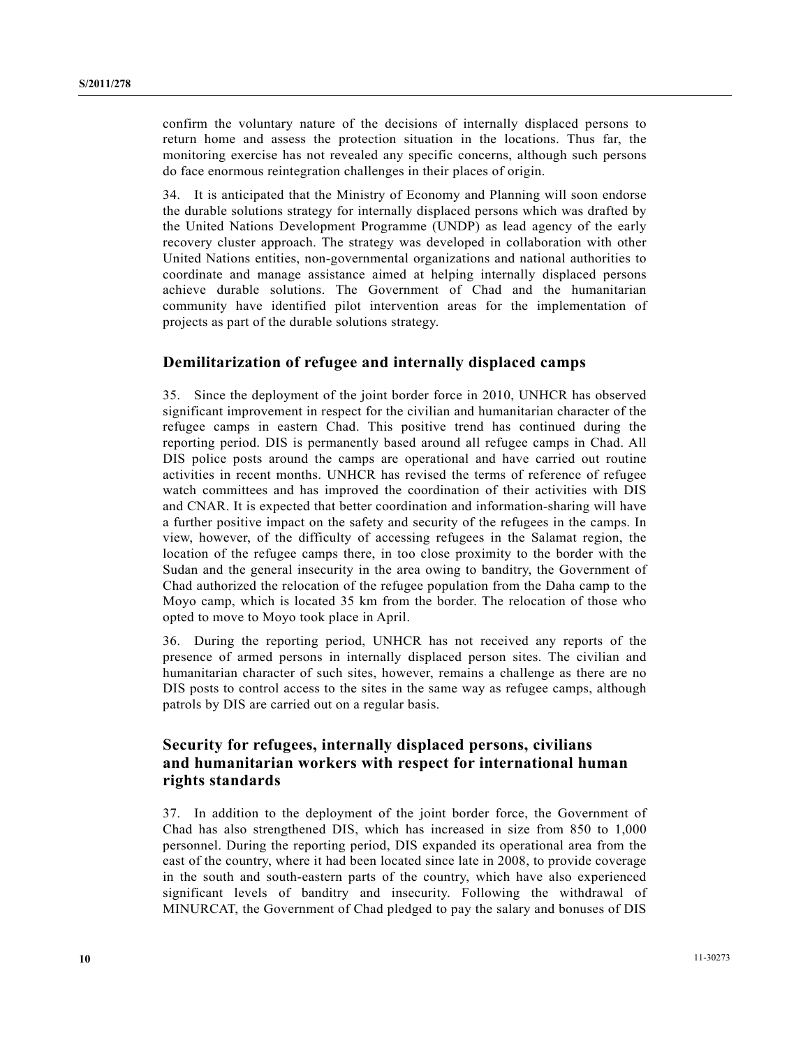confirm the voluntary nature of the decisions of internally displaced persons to return home and assess the protection situation in the locations. Thus far, the monitoring exercise has not revealed any specific concerns, although such persons do face enormous reintegration challenges in their places of origin.

34. It is anticipated that the Ministry of Economy and Planning will soon endorse the durable solutions strategy for internally displaced persons which was drafted by the United Nations Development Programme (UNDP) as lead agency of the early recovery cluster approach. The strategy was developed in collaboration with other United Nations entities, non-governmental organizations and national authorities to coordinate and manage assistance aimed at helping internally displaced persons achieve durable solutions. The Government of Chad and the humanitarian community have identified pilot intervention areas for the implementation of projects as part of the durable solutions strategy.

## Demilitarization of refugee and internally displaced camps

35. Since the deployment of the joint border force in 2010, UNHCR has observed significant improvement in respect for the civilian and humanitarian character of the refugee camps in eastern Chad. This positive trend has continued during the reporting period. DIS is permanently based around all refugee camps in Chad. All DIS police posts around the camps are operational and have carried out routine activities in recent months. UNHCR has revised the terms of reference of refugee watch committees and has improved the coordination of their activities with DIS and CNAR. It is expected that better coordination and information-sharing will have a further positive impact on the safety and security of the refugees in the camps. In view, however, of the difficulty of accessing refugees in the Salamat region, the location of the refugee camps there, in too close proximity to the border with the Sudan and the general insecurity in the area owing to banditry, the Government of Chad authorized the relocation of the refugee population from the Daha camp to the Moyo camp, which is located 35 km from the border. The relocation of those who opted to move to Moyo took place in April.

36. During the reporting period, UNHCR has not received any reports of the presence of armed persons in internally displaced person sites. The civilian and humanitarian character of such sites, however, remains a challenge as there are no DIS posts to control access to the sites in the same way as refugee camps, although patrols by DIS are carried out on a regular basis.

## Security for refugees, internally displaced persons, civilians and humanitarian workers with respect for international human rights standards

37. In addition to the deployment of the joint border force, the Government of Chad has also strengthened DIS, which has increased in size from 850 to 1,000 personnel. During the reporting period, DIS expanded its operational area from the east of the country, where it had been located since late in 2008, to provide coverage in the south and south-eastern parts of the country, which have also experienced significant levels of banditry and insecurity. Following the withdrawal of MINURCAT, the Government of Chad pledged to pay the salary and bonuses of DIS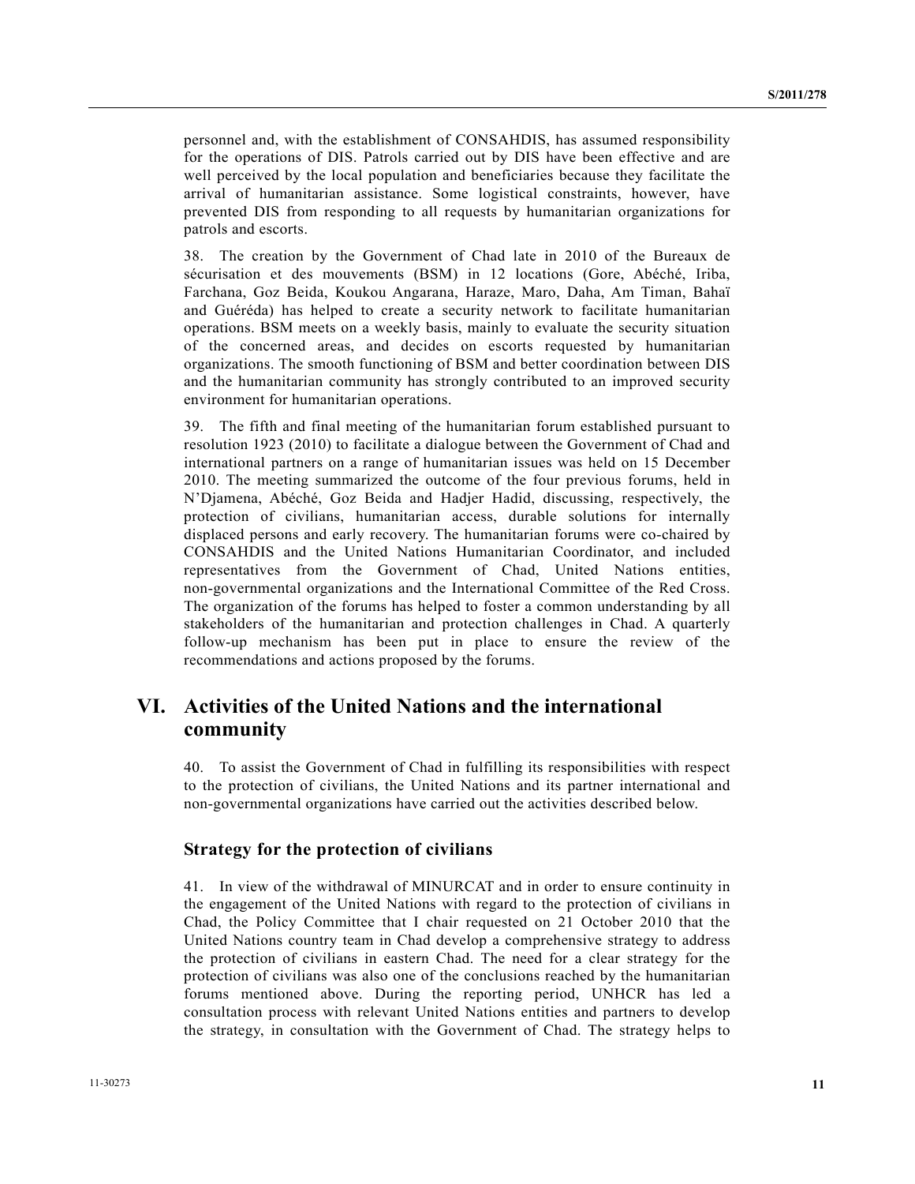personnel and, with the establishment of CONSAHDIS, has assumed responsibility for the operations of DIS. Patrols carried out by DIS have been effective and are well perceived by the local population and beneficiaries because they facilitate the arrival of humanitarian assistance. Some logistical constraints, however, have prevented DIS from responding to all requests by humanitarian organizations for patrols and escorts.

38. The creation by the Government of Chad late in 2010 of the Bureaux de sécurisation et des mouvements (BSM) in 12 locations (Gore, Abéché, Iriba, Farchana, Goz Beida, Koukou Angarana, Haraze, Maro, Daha, Am Timan, Bahaï and Guéréda) has helped to create a security network to facilitate humanitarian operations. BSM meets on a weekly basis, mainly to evaluate the security situation of the concerned areas, and decides on escorts requested by humanitarian organizations. The smooth functioning of BSM and better coordination between DIS and the humanitarian community has strongly contributed to an improved security environment for humanitarian operations.

39. The fifth and final meeting of the humanitarian forum established pursuant to resolution 1923 (2010) to facilitate a dialogue between the Government of Chad and international partners on a range of humanitarian issues was held on 15 December 2010. The meeting summarized the outcome of the four previous forums, held in N'Djamena, Abéché, Goz Beida and Hadjer Hadid, discussing, respectively, the protection of civilians, humanitarian access, durable solutions for internally displaced persons and early recovery. The humanitarian forums were co-chaired by CONSAHDIS and the United Nations Humanitarian Coordinator, and included representatives from the Government of Chad, United Nations entities, non-governmental organizations and the International Committee of the Red Cross. The organization of the forums has helped to foster a common understanding by all stakeholders of the humanitarian and protection challenges in Chad. A quarterly follow-up mechanism has been put in place to ensure the review of the recommendations and actions proposed by the forums.

# VI. Activities of the United Nations and the international community

40. To assist the Government of Chad in fulfilling its responsibilities with respect to the protection of civilians, the United Nations and its partner international and non-governmental organizations have carried out the activities described below.

## Strategy for the protection of civilians

41. In view of the withdrawal of MINURCAT and in order to ensure continuity in the engagement of the United Nations with regard to the protection of civilians in Chad, the Policy Committee that I chair requested on 21 October 2010 that the United Nations country team in Chad develop a comprehensive strategy to address the protection of civilians in eastern Chad. The need for a clear strategy for the protection of civilians was also one of the conclusions reached by the humanitarian forums mentioned above. During the reporting period, UNHCR has led a consultation process with relevant United Nations entities and partners to develop the strategy, in consultation with the Government of Chad. The strategy helps to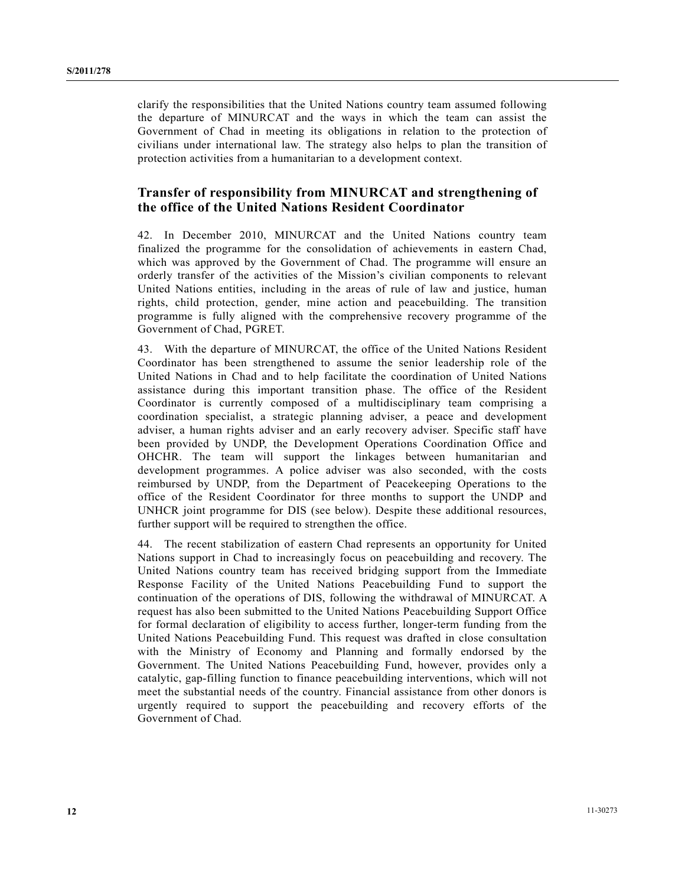clarify the responsibilities that the United Nations country team assumed following the departure of MINURCAT and the ways in which the team can assist the Government of Chad in meeting its obligations in relation to the protection of civilians under international law. The strategy also helps to plan the transition of protection activities from a humanitarian to a development context.

## Transfer of responsibility from MINURCAT and strengthening of the office of the United Nations Resident Coordinator

42. In December 2010, MINURCAT and the United Nations country team finalized the programme for the consolidation of achievements in eastern Chad, which was approved by the Government of Chad. The programme will ensure an orderly transfer of the activities of the Mission's civilian components to relevant United Nations entities, including in the areas of rule of law and justice, human rights, child protection, gender, mine action and peacebuilding. The transition programme is fully aligned with the comprehensive recovery programme of the Government of Chad, PGRET.

43. With the departure of MINURCAT, the office of the United Nations Resident Coordinator has been strengthened to assume the senior leadership role of the United Nations in Chad and to help facilitate the coordination of United Nations assistance during this important transition phase. The office of the Resident Coordinator is currently composed of a multidisciplinary team comprising a coordination specialist, a strategic planning adviser, a peace and development adviser, a human rights adviser and an early recovery adviser. Specific staff have been provided by UNDP, the Development Operations Coordination Office and OHCHR. The team will support the linkages between humanitarian and development programmes. A police adviser was also seconded, with the costs reimbursed by UNDP, from the Department of Peacekeeping Operations to the office of the Resident Coordinator for three months to support the UNDP and UNHCR joint programme for DIS (see below). Despite these additional resources, further support will be required to strengthen the office.

44. The recent stabilization of eastern Chad represents an opportunity for United Nations support in Chad to increasingly focus on peacebuilding and recovery. The United Nations country team has received bridging support from the Immediate Response Facility of the United Nations Peacebuilding Fund to support the continuation of the operations of DIS, following the withdrawal of MINURCAT. A request has also been submitted to the United Nations Peacebuilding Support Office for formal declaration of eligibility to access further, longer-term funding from the United Nations Peacebuilding Fund. This request was drafted in close consultation with the Ministry of Economy and Planning and formally endorsed by the Government. The United Nations Peacebuilding Fund, however, provides only a catalytic, gap-filling function to finance peacebuilding interventions, which will not meet the substantial needs of the country. Financial assistance from other donors is urgently required to support the peacebuilding and recovery efforts of the Government of Chad.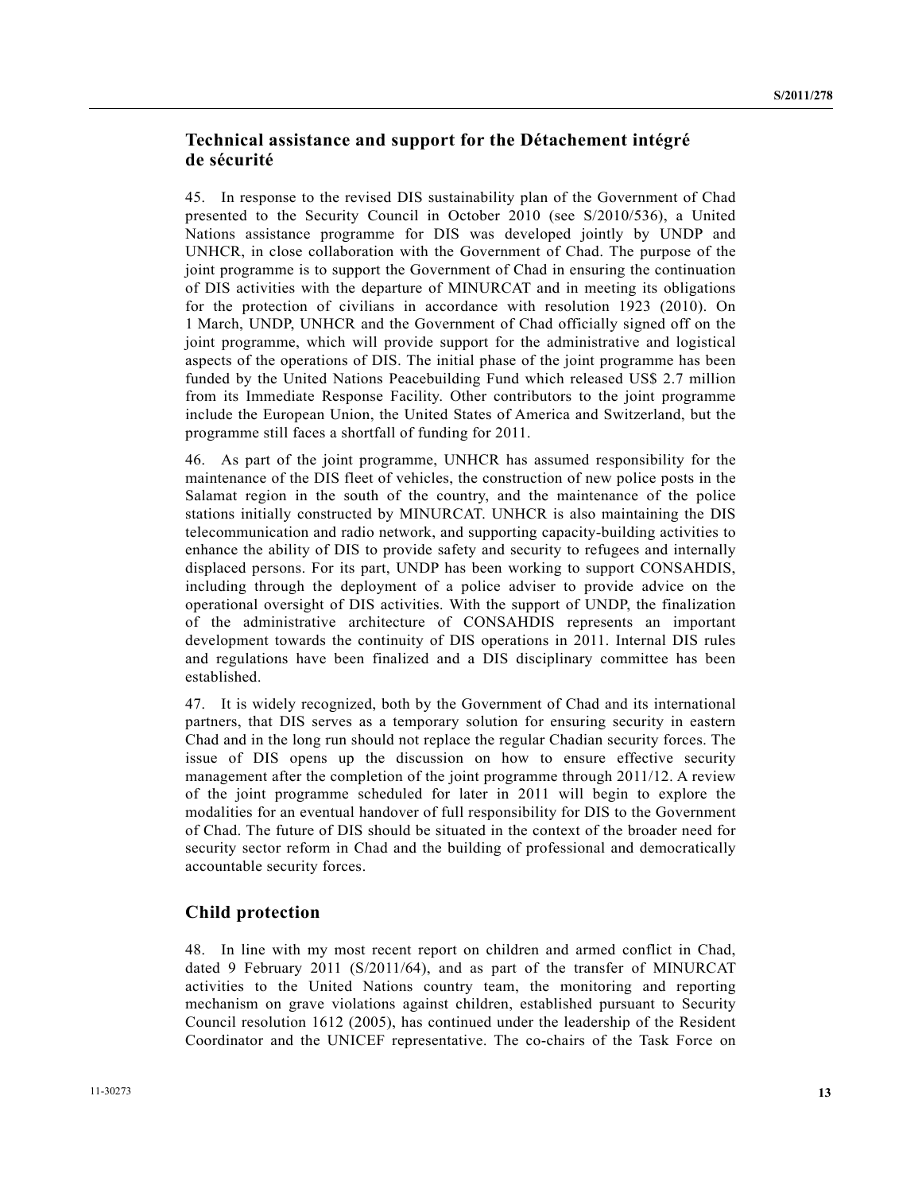## Technical assistance and support for the Détachement intégré de sécurité

45. In response to the revised DIS sustainability plan of the Government of Chad presented to the Security Council in October 2010 (see S/2010/536), a United Nations assistance programme for DIS was developed jointly by UNDP and UNHCR, in close collaboration with the Government of Chad. The purpose of the joint programme is to support the Government of Chad in ensuring the continuation of DIS activities with the departure of MINURCAT and in meeting its obligations for the protection of civilians in accordance with resolution 1923 (2010). On 1 March, UNDP, UNHCR and the Government of Chad officially signed off on the joint programme, which will provide support for the administrative and logistical aspects of the operations of DIS. The initial phase of the joint programme has been funded by the United Nations Peacebuilding Fund which released US$ 2.7 million from its Immediate Response Facility. Other contributors to the joint programme include the European Union, the United States of America and Switzerland, but the programme still faces a shortfall of funding for 2011.

46. As part of the joint programme, UNHCR has assumed responsibility for the maintenance of the DIS fleet of vehicles, the construction of new police posts in the Salamat region in the south of the country, and the maintenance of the police stations initially constructed by MINURCAT. UNHCR is also maintaining the DIS telecommunication and radio network, and supporting capacity-building activities to enhance the ability of DIS to provide safety and security to refugees and internally displaced persons. For its part, UNDP has been working to support CONSAHDIS, including through the deployment of a police adviser to provide advice on the operational oversight of DIS activities. With the support of UNDP, the finalization of the administrative architecture of CONSAHDIS represents an important development towards the continuity of DIS operations in 2011. Internal DIS rules and regulations have been finalized and a DIS disciplinary committee has been established.

47. It is widely recognized, both by the Government of Chad and its international partners, that DIS serves as a temporary solution for ensuring security in eastern Chad and in the long run should not replace the regular Chadian security forces. The issue of DIS opens up the discussion on how to ensure effective security management after the completion of the joint programme through 2011/12. A review of the joint programme scheduled for later in 2011 will begin to explore the modalities for an eventual handover of full responsibility for DIS to the Government of Chad. The future of DIS should be situated in the context of the broader need for security sector reform in Chad and the building of professional and democratically accountable security forces.

## Child protection

48. In line with my most recent report on children and armed conflict in Chad, dated 9 February 2011 (S/2011/64), and as part of the transfer of MINURCAT activities to the United Nations country team, the monitoring and reporting mechanism on grave violations against children, established pursuant to Security Council resolution 1612 (2005), has continued under the leadership of the Resident Coordinator and the UNICEF representative. The co-chairs of the Task Force on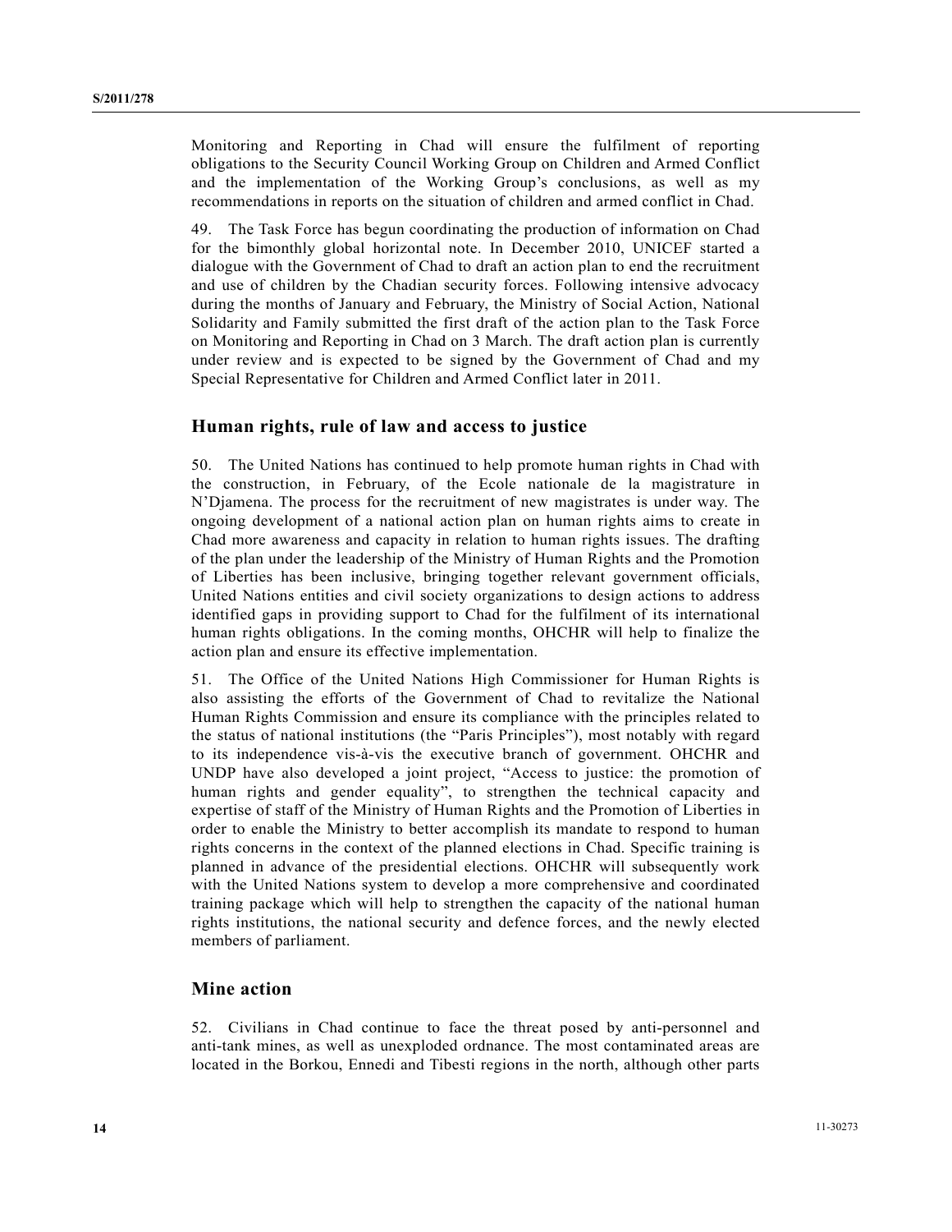Monitoring and Reporting in Chad will ensure the fulfilment of reporting obligations to the Security Council Working Group on Children and Armed Conflict and the implementation of the Working Group's conclusions, as well as my recommendations in reports on the situation of children and armed conflict in Chad.

49. The Task Force has begun coordinating the production of information on Chad for the bimonthly global horizontal note. In December 2010, UNICEF started a dialogue with the Government of Chad to draft an action plan to end the recruitment and use of children by the Chadian security forces. Following intensive advocacy during the months of January and February, the Ministry of Social Action, National Solidarity and Family submitted the first draft of the action plan to the Task Force on Monitoring and Reporting in Chad on 3 March. The draft action plan is currently under review and is expected to be signed by the Government of Chad and my Special Representative for Children and Armed Conflict later in 2011.

## Human rights, rule of law and access to justice

50. The United Nations has continued to help promote human rights in Chad with the construction, in February, of the Ecole nationale de la magistrature in N'Djamena. The process for the recruitment of new magistrates is under way. The ongoing development of a national action plan on human rights aims to create in Chad more awareness and capacity in relation to human rights issues. The drafting of the plan under the leadership of the Ministry of Human Rights and the Promotion of Liberties has been inclusive, bringing together relevant government officials, United Nations entities and civil society organizations to design actions to address identified gaps in providing support to Chad for the fulfilment of its international human rights obligations. In the coming months, OHCHR will help to finalize the action plan and ensure its effective implementation.

51. The Office of the United Nations High Commissioner for Human Rights is also assisting the efforts of the Government of Chad to revitalize the National Human Rights Commission and ensure its compliance with the principles related to the status of national institutions (the "Paris Principles"), most notably with regard to its independence vis-à-vis the executive branch of government. OHCHR and UNDP have also developed a joint project, "Access to justice: the promotion of human rights and gender equality", to strengthen the technical capacity and expertise of staff of the Ministry of Human Rights and the Promotion of Liberties in order to enable the Ministry to better accomplish its mandate to respond to human rights concerns in the context of the planned elections in Chad. Specific training is planned in advance of the presidential elections. OHCHR will subsequently work with the United Nations system to develop a more comprehensive and coordinated training package which will help to strengthen the capacity of the national human rights institutions, the national security and defence forces, and the newly elected members of parliament.

## Mine action

52. Civilians in Chad continue to face the threat posed by anti-personnel and anti-tank mines, as well as unexploded ordnance. The most contaminated areas are located in the Borkou, Ennedi and Tibesti regions in the north, although other parts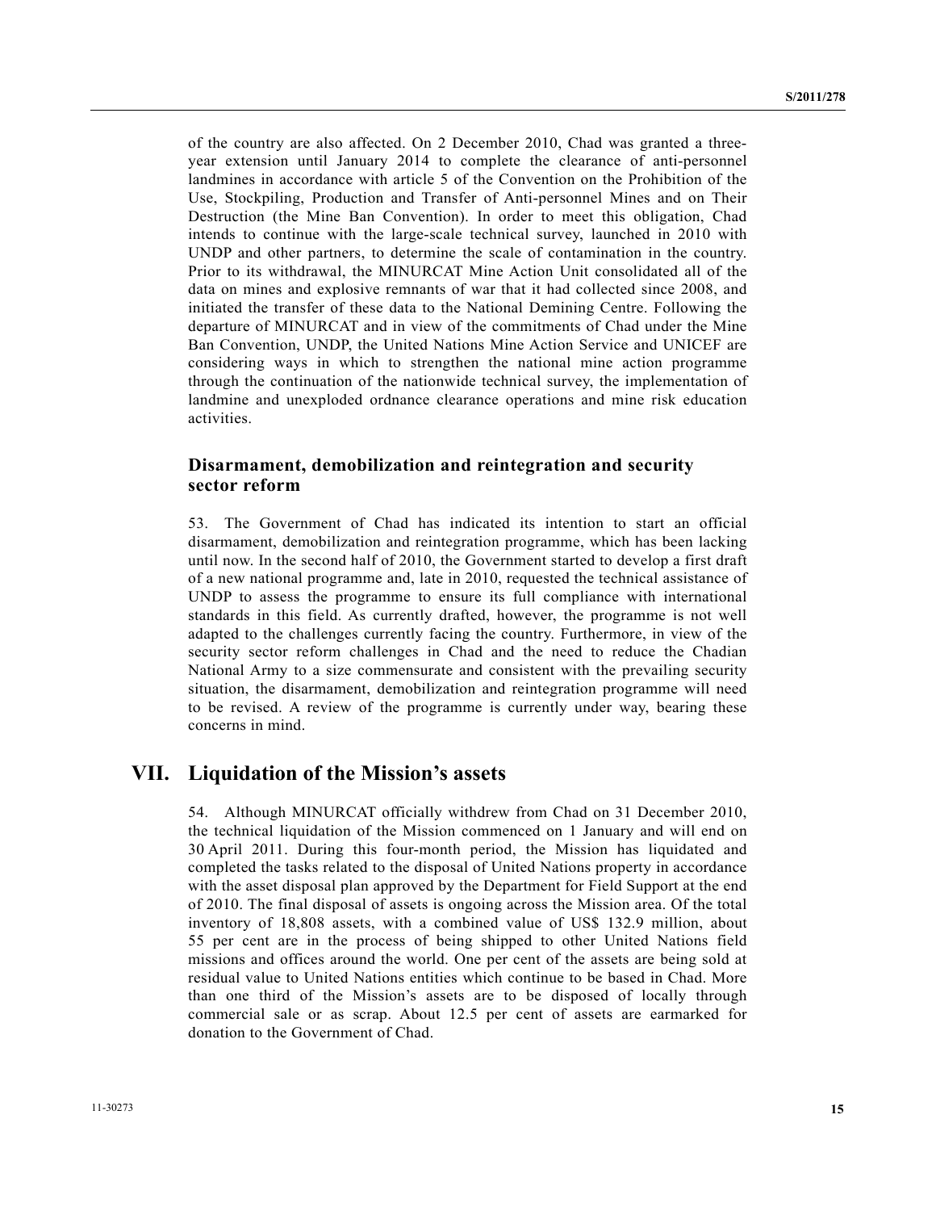of the country are also affected. On 2 December 2010, Chad was granted a three-year extension until January 2014 to complete the clearance of anti-personnel landmines in accordance with article 5 of the Convention on the Prohibition of the Use, Stockpiling, Production and Transfer of Anti-personnel Mines and on Their Destruction (the Mine Ban Convention). In order to meet this obligation, Chad intends to continue with the large-scale technical survey, launched in 2010 with UNDP and other partners, to determine the scale of contamination in the country. Prior to its withdrawal, the MINURCAT Mine Action Unit consolidated all of the data on mines and explosive remnants of war that it had collected since 2008, and initiated the transfer of these data to the National Demining Centre. Following the departure of MINURCAT and in view of the commitments of Chad under the Mine Ban Convention, UNDP, the United Nations Mine Action Service and UNICEF are considering ways in which to strengthen the national mine action programme through the continuation of the nationwide technical survey, the implementation of landmine and unexploded ordnance clearance operations and mine risk education activities.

### Disarmament, demobilization and reintegration and security sector reform

53. The Government of Chad has indicated its intention to start an official disarmament, demobilization and reintegration programme, which has been lacking until now. In the second half of 2010, the Government started to develop a first draft of a new national programme and, late in 2010, requested the technical assistance of UNDP to assess the programme to ensure its full compliance with international standards in this field. As currently drafted, however, the programme is not well adapted to the challenges currently facing the country. Furthermore, in view of the security sector reform challenges in Chad and the need to reduce the Chadian National Army to a size commensurate and consistent with the prevailing security situation, the disarmament, demobilization and reintegration programme will need to be revised. A review of the programme is currently under way, bearing these concerns in mind.

## VII. Liquidation of the Mission's assets

54. Although MINURCAT officially withdrew from Chad on 31 December 2010, the technical liquidation of the Mission commenced on 1 January and will end on 30 April 2011. During this four-month period, the Mission has liquidated and completed the tasks related to the disposal of United Nations property in accordance with the asset disposal plan approved by the Department for Field Support at the end of 2010. The final disposal of assets is ongoing across the Mission area. Of the total inventory of 18,808 assets, with a combined value of US$ 132.9 million, about 55 per cent are in the process of being shipped to other United Nations field missions and offices around the world. One per cent of the assets are being sold at residual value to United Nations entities which continue to be based in Chad. More than one third of the Mission's assets are to be disposed of locally through commercial sale or as scrap. About 12.5 per cent of assets are earmarked for donation to the Government of Chad.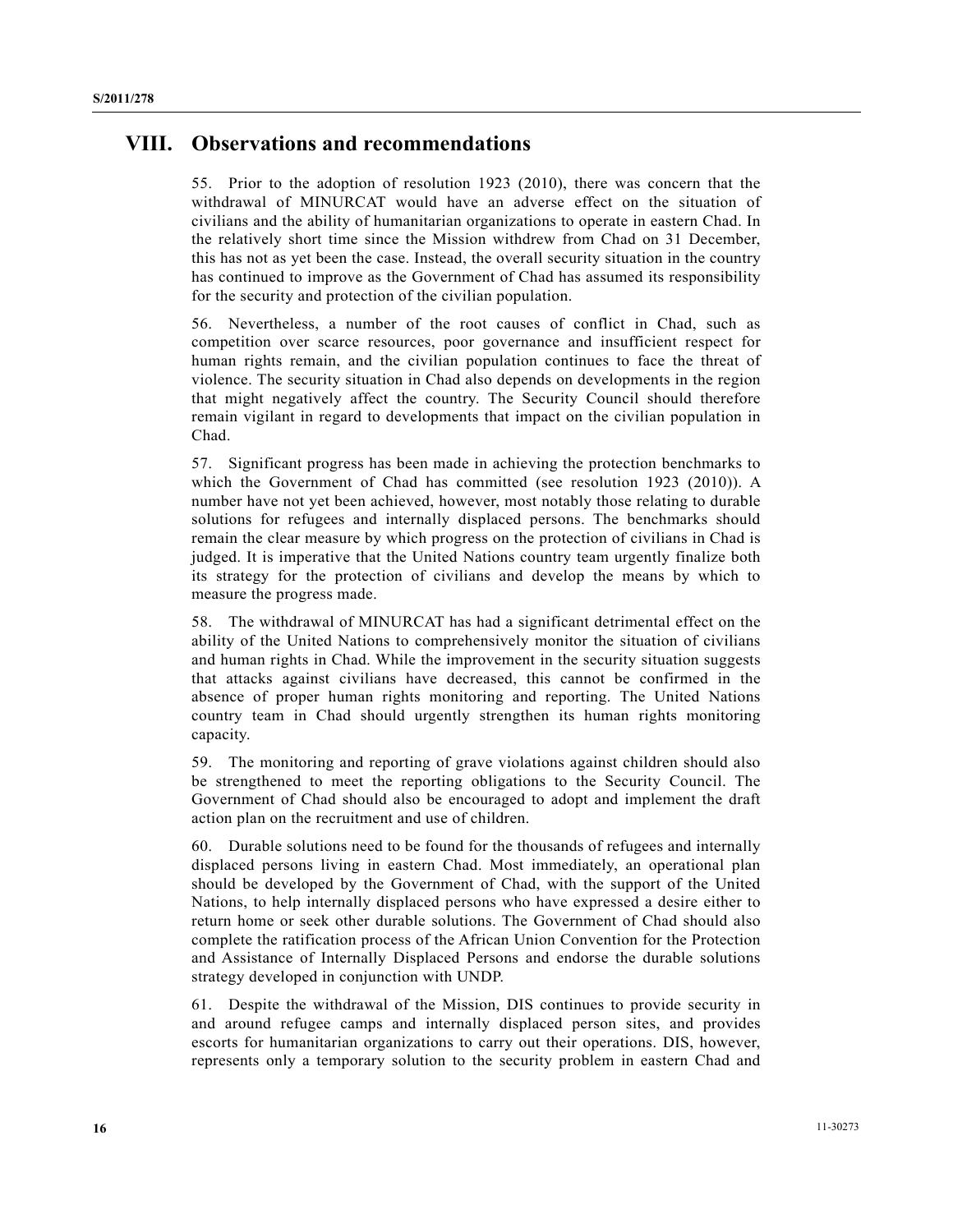## VIII. Observations and recommendations

55. Prior to the adoption of resolution 1923 (2010), there was concern that the withdrawal of MINURCAT would have an adverse effect on the situation of civilians and the ability of humanitarian organizations to operate in eastern Chad. In the relatively short time since the Mission withdrew from Chad on 31 December, this has not as yet been the case. Instead, the overall security situation in the country has continued to improve as the Government of Chad has assumed its responsibility for the security and protection of the civilian population.

56. Nevertheless, a number of the root causes of conflict in Chad, such as competition over scarce resources, poor governance and insufficient respect for human rights remain, and the civilian population continues to face the threat of violence. The security situation in Chad also depends on developments in the region that might negatively affect the country. The Security Council should therefore remain vigilant in regard to developments that impact on the civilian population in Chad.

57. Significant progress has been made in achieving the protection benchmarks to which the Government of Chad has committed (see resolution 1923 (2010)). A number have not yet been achieved, however, most notably those relating to durable solutions for refugees and internally displaced persons. The benchmarks should remain the clear measure by which progress on the protection of civilians in Chad is judged. It is imperative that the United Nations country team urgently finalize both its strategy for the protection of civilians and develop the means by which to measure the progress made.

58. The withdrawal of MINURCAT has had a significant detrimental effect on the ability of the United Nations to comprehensively monitor the situation of civilians and human rights in Chad. While the improvement in the security situation suggests that attacks against civilians have decreased, this cannot be confirmed in the absence of proper human rights monitoring and reporting. The United Nations country team in Chad should urgently strengthen its human rights monitoring capacity.

59. The monitoring and reporting of grave violations against children should also be strengthened to meet the reporting obligations to the Security Council. The Government of Chad should also be encouraged to adopt and implement the draft action plan on the recruitment and use of children.

60. Durable solutions need to be found for the thousands of refugees and internally displaced persons living in eastern Chad. Most immediately, an operational plan should be developed by the Government of Chad, with the support of the United Nations, to help internally displaced persons who have expressed a desire either to return home or seek other durable solutions. The Government of Chad should also complete the ratification process of the African Union Convention for the Protection and Assistance of Internally Displaced Persons and endorse the durable solutions strategy developed in conjunction with UNDP.

61. Despite the withdrawal of the Mission, DIS continues to provide security in and around refugee camps and internally displaced person sites, and provides escorts for humanitarian organizations to carry out their operations. DIS, however, represents only a temporary solution to the security problem in eastern Chad and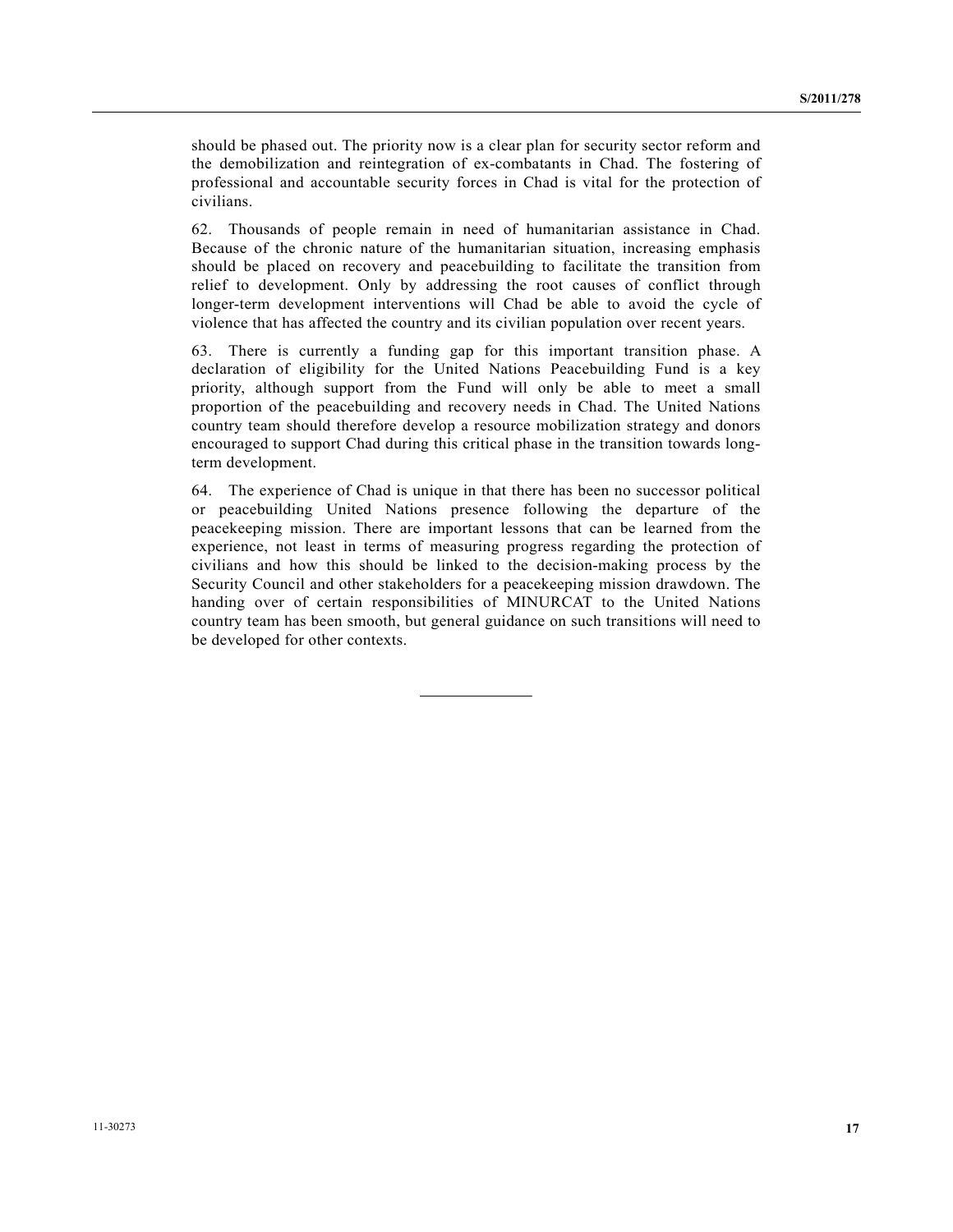should be phased out. The priority now is a clear plan for security sector reform and the demobilization and reintegration of ex-combatants in Chad. The fostering of professional and accountable security forces in Chad is vital for the protection of civilians.

62. Thousands of people remain in need of humanitarian assistance in Chad. Because of the chronic nature of the humanitarian situation, increasing emphasis should be placed on recovery and peacebuilding to facilitate the transition from relief to development. Only by addressing the root causes of conflict through longer-term development interventions will Chad be able to avoid the cycle of violence that has affected the country and its civilian population over recent years.

63. There is currently a funding gap for this important transition phase. A declaration of eligibility for the United Nations Peacebuilding Fund is a key priority, although support from the Fund will only be able to meet a small proportion of the peacebuilding and recovery needs in Chad. The United Nations country team should therefore develop a resource mobilization strategy and donors encouraged to support Chad during this critical phase in the transition towards long-term development.

64. The experience of Chad is unique in that there has been no successor political or peacebuilding United Nations presence following the departure of the peacekeeping mission. There are important lessons that can be learned from the experience, not least in terms of measuring progress regarding the protection of civilians and how this should be linked to the decision-making process by the Security Council and other stakeholders for a peacekeeping mission drawdown. The handing over of certain responsibilities of MINURCAT to the United Nations country team has been smooth, but general guidance on such transitions will need to be developed for other contexts.